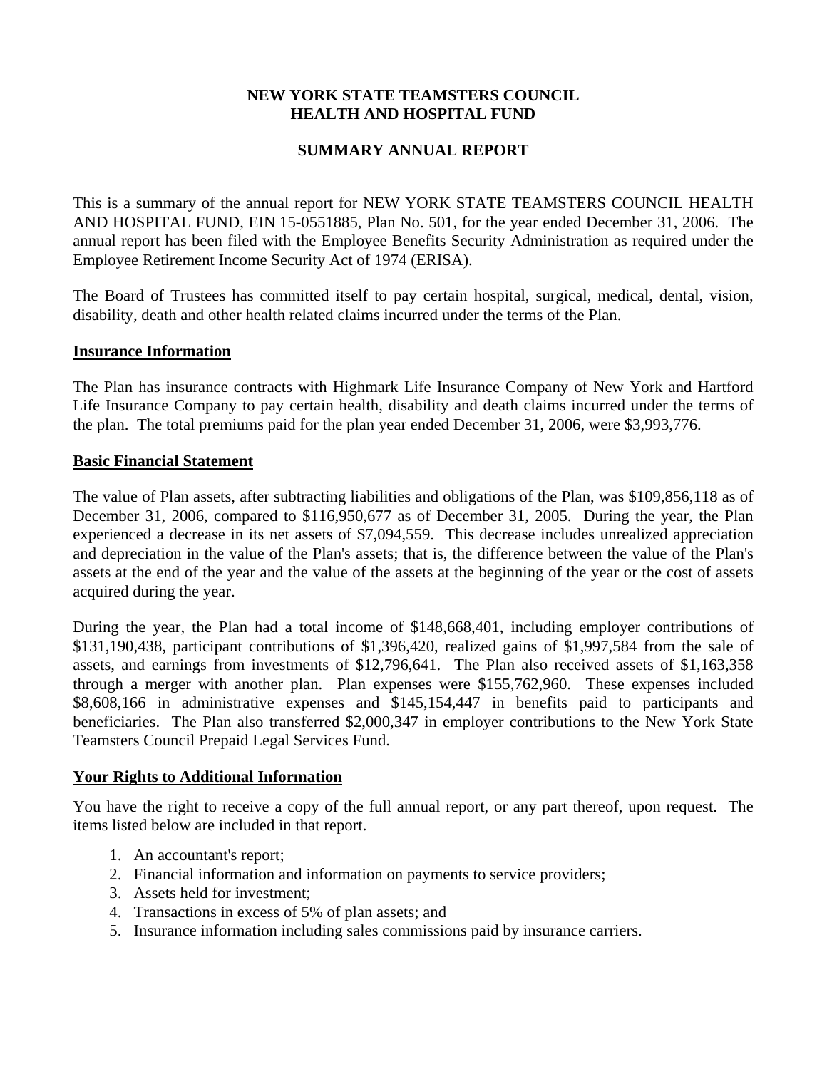# NEW YORK STATE TEAMSTERS COUNCIL HEALTH AND HOSPITAL FUND

## SUMMARY ANNUAL REPORT

This is a summary of the annual report for NEW YORK STATE TEAMSTERS COUNCIL HEALTH AND HOSPITAL FUND, EIN 15-0551885, Plan No. 501, for the year ended December 31, 2006. The annual report has been filed with the Employee Benefits Security Administration as required under the Employee Retirement Income Security Act of 1974 (ERISA).

The Board of Trustees has committed itself to pay certain hospital, surgical, medical, dental, vision, disability, death and other health related claims incurred under the terms of the Plan.

### Insurance Information

The Plan has insurance contracts with Highmark Life Insurance Company of New York and Hartford Life Insurance Company to pay certain health, disability and death claims incurred under the terms of the plan. The total premiums paid for the plan year ended December 31, 2006, were $3,993,776.

### Basic Financial Statement

The value of Plan assets, after subtracting liabilities and obligations of the Plan, was $109,856,118 as of December 31, 2006, compared to $116,950,677 as of December 31, 2005. During the year, the Plan experienced a decrease in its net assets of $7,094,559. This decrease includes unrealized appreciation and depreciation in the value of the Plan's assets; that is, the difference between the value of the Plan's assets at the end of the year and the value of the assets at the beginning of the year or the cost of assets acquired during the year.

During the year, the Plan had a total income of $148,668,401, including employer contributions of $131,190,438, participant contributions of $1,396,420, realized gains of $1,997,584 from the sale of assets, and earnings from investments of $12,796,641. The Plan also received assets of $1,163,358 through a merger with another plan. Plan expenses were $155,762,960. These expenses included $8,608,166 in administrative expenses and $145,154,447 in benefits paid to participants and beneficiaries. The Plan also transferred $2,000,347 in employer contributions to the New York State Teamsters Council Prepaid Legal Services Fund.

### Your Rights to Additional Information

You have the right to receive a copy of the full annual report, or any part thereof, upon request. The items listed below are included in that report.

1. An accountant's report;
2. Financial information and information on payments to service providers;
3. Assets held for investment;
4. Transactions in excess of 5% of plan assets; and
5. Insurance information including sales commissions paid by insurance carriers.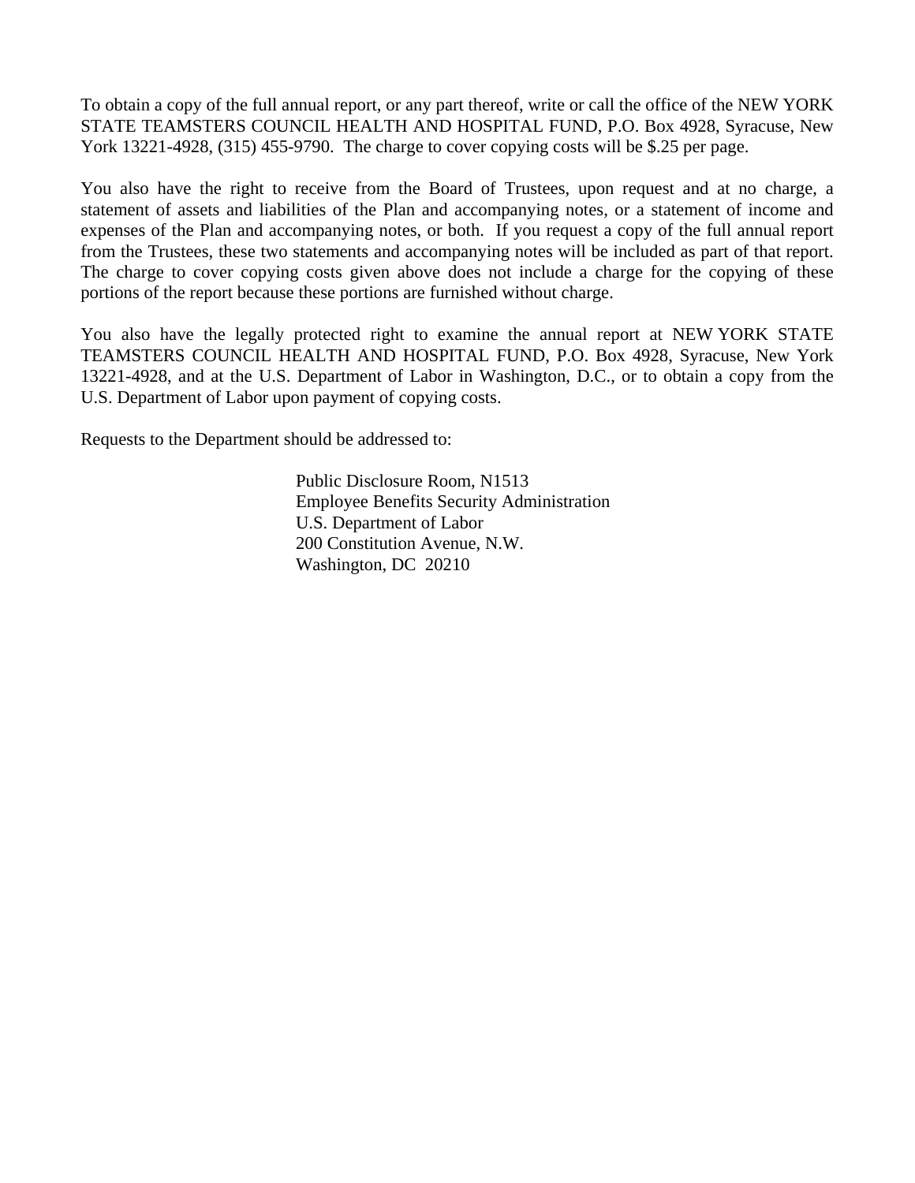To obtain a copy of the full annual report, or any part thereof, write or call the office of the NEW YORK STATE TEAMSTERS COUNCIL HEALTH AND HOSPITAL FUND, P.O. Box 4928, Syracuse, New York 13221-4928, (315) 455-9790. The charge to cover copying costs will be $.25 per page.

You also have the right to receive from the Board of Trustees, upon request and at no charge, a statement of assets and liabilities of the Plan and accompanying notes, or a statement of income and expenses of the Plan and accompanying notes, or both. If you request a copy of the full annual report from the Trustees, these two statements and accompanying notes will be included as part of that report. The charge to cover copying costs given above does not include a charge for the copying of these portions of the report because these portions are furnished without charge.

You also have the legally protected right to examine the annual report at NEW YORK STATE TEAMSTERS COUNCIL HEALTH AND HOSPITAL FUND, P.O. Box 4928, Syracuse, New York 13221-4928, and at the U.S. Department of Labor in Washington, D.C., or to obtain a copy from the U.S. Department of Labor upon payment of copying costs.

Requests to the Department should be addressed to:

Public Disclosure Room, N1513
Employee Benefits Security Administration
U.S. Department of Labor
200 Constitution Avenue, N.W.
Washington, DC 20210